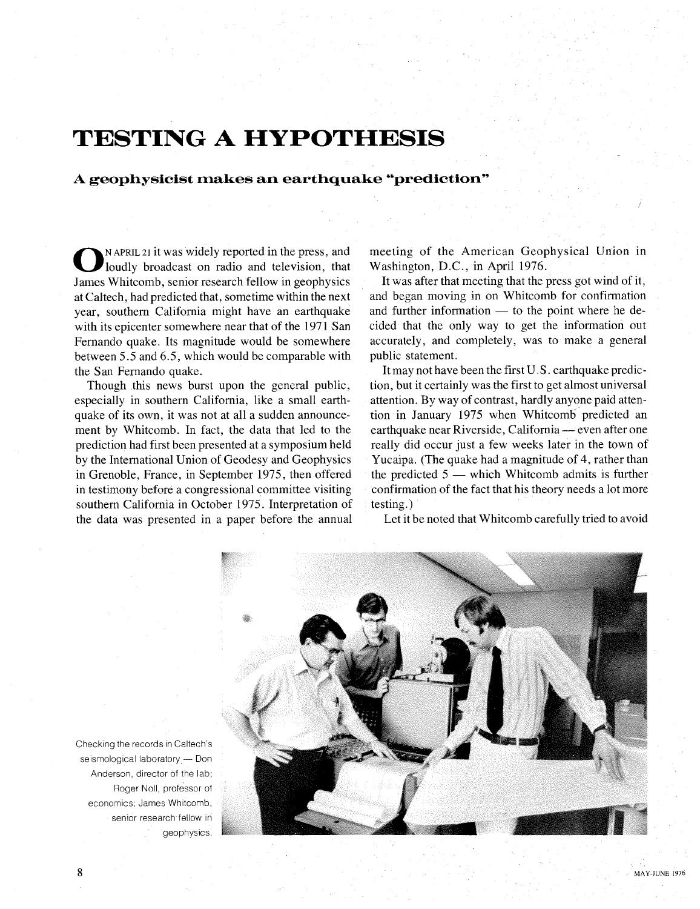# TESTING A HYPOTHESIS

## A geophysicist makes an earthquake "prediction"

On April 21 it was widely reported in the press, and loudly broadcast on radio and television, that James Whitcomb, senior research fellow in geophysics at Caltech, had predicted that, sometime within the next year, southern California might have an earthquake with its epicenter somewhere near that of the 1971 San Fernando quake. Its magnitude would be somewhere between 5.5 and 6.5, which would be comparable with the San Fernando quake.

Though this news burst upon the general public, especially in southern California, like a small earthquake of its own, it was not at all a sudden announcement by Whitcomb. In fact, the data that led to the prediction had first been presented at a symposium held by the International Union of Geodesy and Geophysics in Grenoble, France, in September 1975, then offered in testimony before a congressional committee visiting southern California in October 1975. Interpretation of the data was presented in a paper before the annual meeting of the American Geophysical Union in Washington, D.C., in April 1976.

It was after that meeting that the press got wind of it, and began moving in on Whitcomb for confirmation and further information — to the point where he decided that the only way to get the information out accurately, and completely, was to make a general public statement.

It may not have been the first U.S. earthquake prediction, but it certainly was the first to get almost universal attention. By way of contrast, hardly anyone paid attention in January 1975 when Whitcomb predicted an earthquake near Riverside, California — even after one really did occur just a few weeks later in the town of Yucaipa. (The quake had a magnitude of 4, rather than the predicted 5 — which Whitcomb admits is further confirmation of the fact that his theory needs a lot more testing.)

Let it be noted that Whitcomb carefully tried to avoid

Checking the records in Caltech's seismological laboratory — Don Anderson, director of the lab; Roger Noll, professor of economics; James Whitcomb, senior research fellow in geophysics.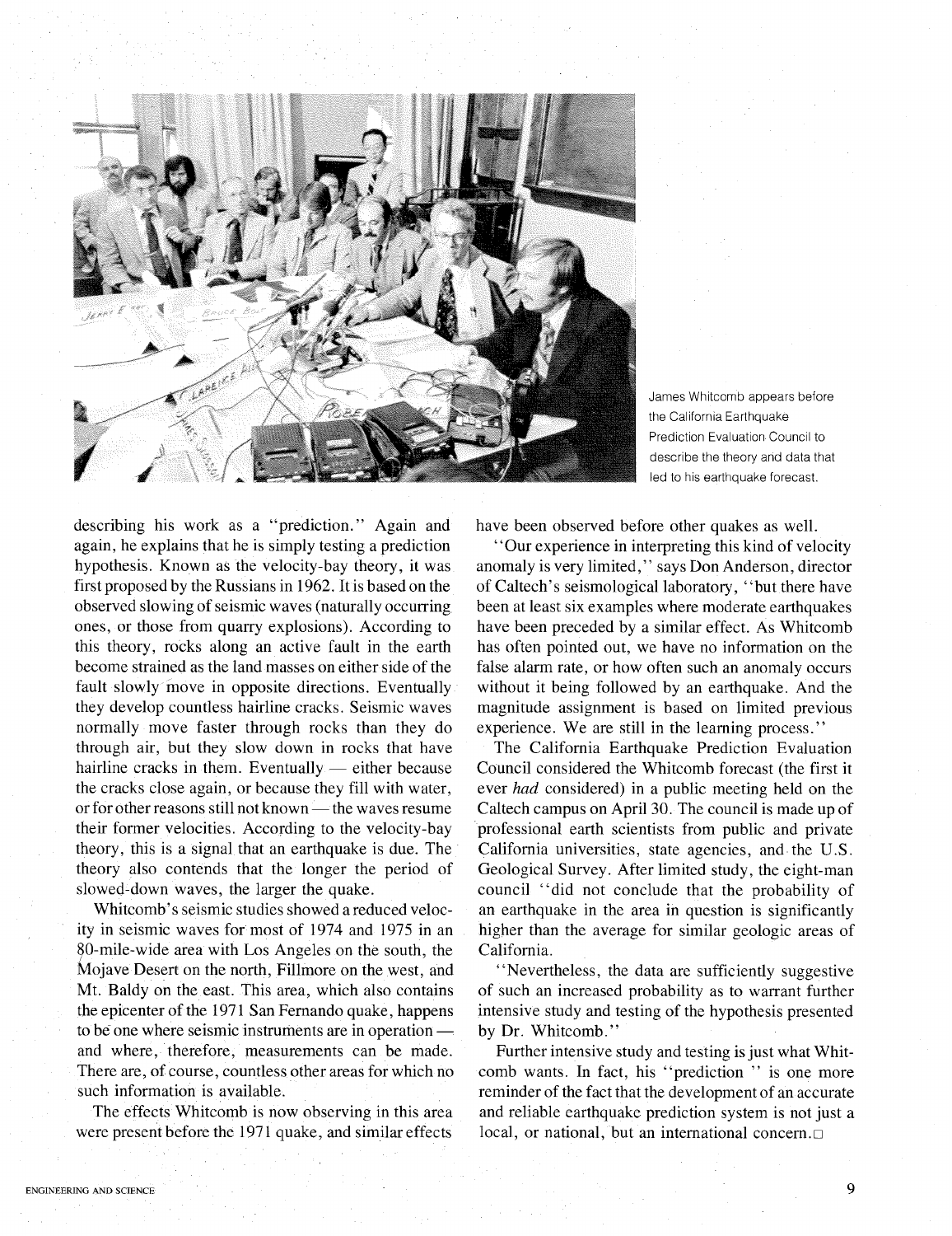James Whitcomb appears before the California Earthquake Prediction Evaluation Council to describe the theory and data that led to his earthquake forecast.

describing his work as a "prediction." Again and again, he explains that he is simply testing a prediction hypothesis. Known as the velocity-bay theory, it was first proposed by the Russians in 1962. It is based on the observed slowing of seismic waves (naturally occurring ones, or those from quarry explosions). According to this theory, rocks along an active fault in the earth become strained as the land masses on either side of the fault slowly move in opposite directions. Eventually they develop countless hairline cracks. Seismic waves normally move faster through rocks than they do through air, but they slow down in rocks that have hairline cracks in them. Eventually — either because the cracks close again, or because they fill with water, or for other reasons still not known — the waves resume their former velocities. According to the velocity-bay theory, this is a signal that an earthquake is due. The theory also contends that the longer the period of slowed-down waves, the larger the quake.

Whitcomb's seismic studies showed a reduced velocity in seismic waves for most of 1974 and 1975 in an 80-mile-wide area with Los Angeles on the south, the Mojave Desert on the north, Fillmore on the west, and Mt. Baldy on the east. This area, which also contains the epicenter of the 1971 San Fernando quake, happens to be one where seismic instruments are in operation — and where, therefore, measurements can be made. There are, of course, countless other areas for which no such information is available.

The effects Whitcomb is now observing in this area were present before the 1971 quake, and similar effects have been observed before other quakes as well.

"Our experience in interpreting this kind of velocity anomaly is very limited," says Don Anderson, director of Caltech's seismological laboratory, "but there have been at least six examples where moderate earthquakes have been preceded by a similar effect. As Whitcomb has often pointed out, we have no information on the false alarm rate, or how often such an anomaly occurs without it being followed by an earthquake. And the magnitude assignment is based on limited previous experience. We are still in the learning process."

The California Earthquake Prediction Evaluation Council considered the Whitcomb forecast (the first it ever *had* considered) in a public meeting held on the Caltech campus on April 30. The council is made up of professional earth scientists from public and private California universities, state agencies, and the U.S. Geological Survey. After limited study, the eight-man council "did not conclude that the probability of an earthquake in the area in question is significantly higher than the average for similar geologic areas of California.

"Nevertheless, the data are sufficiently suggestive of such an increased probability as to warrant further intensive study and testing of the hypothesis presented by Dr. Whitcomb."

Further intensive study and testing is just what Whitcomb wants. In fact, his "prediction" is one more reminder of the fact that the development of an accurate and reliable earthquake prediction system is not just a local, or national, but an international concern.□